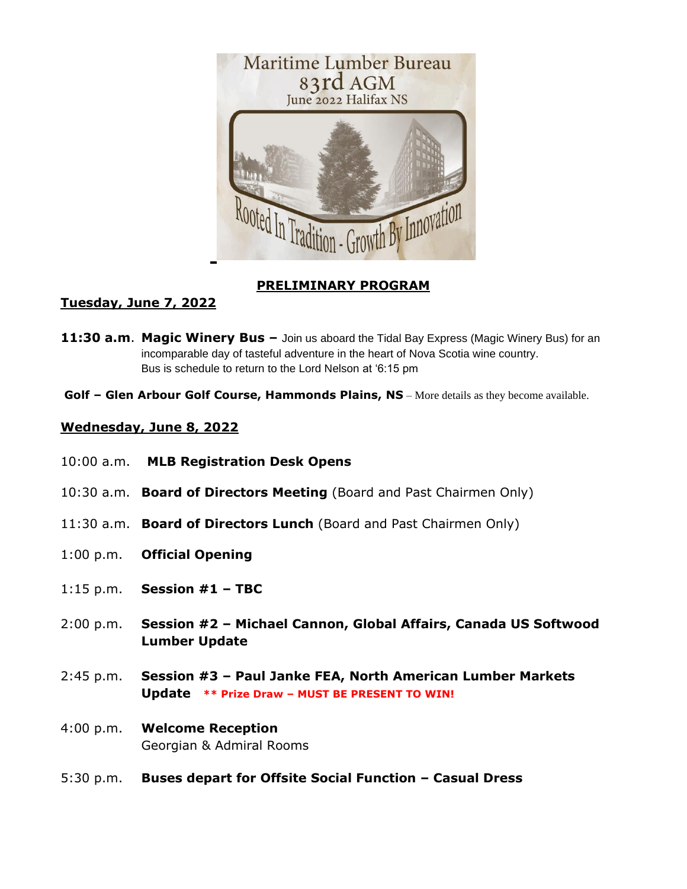Maritime Lumber Bureau
83rd AGM
June 2022 Halifax NS

Rooted In Tradition - Growth By Innovation

## PRELIMINARY PROGRAM

### Tuesday, June 7, 2022

**11:30 a.m**. **Magic Winery Bus –** Join us aboard the Tidal Bay Express (Magic Winery Bus) for an incomparable day of tasteful adventure in the heart of Nova Scotia wine country. Bus is schedule to return to the Lord Nelson at '6:15 pm

**Golf – Glen Arbour Golf Course, Hammonds Plains, NS** – More details as they become available.

### Wednesday, June 8, 2022

10:00 a.m. **MLB Registration Desk Opens**

10:30 a.m. **Board of Directors Meeting** (Board and Past Chairmen Only)

11:30 a.m. **Board of Directors Lunch** (Board and Past Chairmen Only)

1:00 p.m. **Official Opening**

1:15 p.m. **Session #1 – TBC**

2:00 p.m. **Session #2 – Michael Cannon, Global Affairs, Canada US Softwood Lumber Update**

2:45 p.m. **Session #3 – Paul Janke FEA, North American Lumber Markets Update** **** Prize Draw – MUST BE PRESENT TO WIN!**

4:00 p.m. **Welcome Reception**
Georgian & Admiral Rooms

5:30 p.m. **Buses depart for Offsite Social Function – Casual Dress**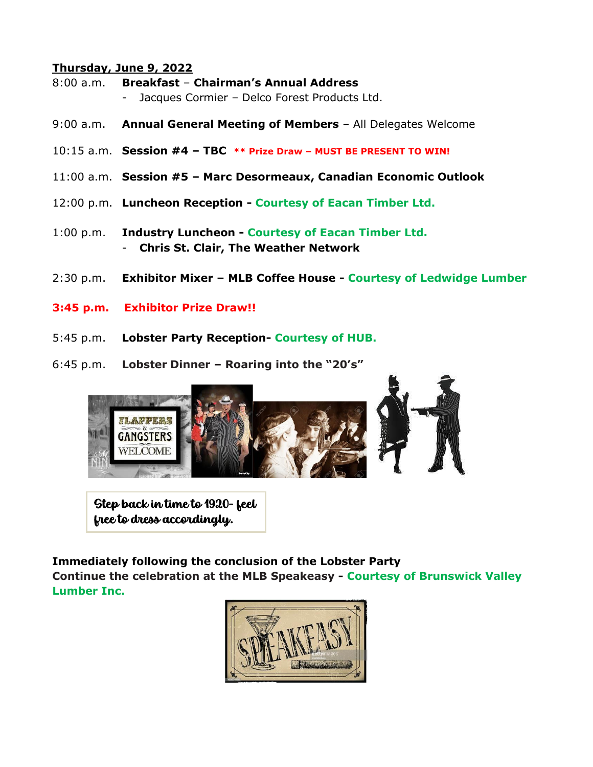**Thursday, June 9, 2022**

8:00 a.m. **Breakfast** – **Chairman's Annual Address**
- Jacques Cormier – Delco Forest Products Ltd.

9:00 a.m. **Annual General Meeting of Members** – All Delegates Welcome

10:15 a.m. **Session #4 – TBC** **** Prize Draw – MUST BE PRESENT TO WIN!**

11:00 a.m. **Session #5 – Marc Desormeaux, Canadian Economic Outlook**

12:00 p.m. **Luncheon Reception - Courtesy of Eacan Timber Ltd.**

1:00 p.m. **Industry Luncheon - Courtesy of Eacan Timber Ltd.**
- **Chris St. Clair, The Weather Network**

2:30 p.m. **Exhibitor Mixer – MLB Coffee House - Courtesy of Ledwidge Lumber**

**3:45 p.m. Exhibitor Prize Draw!!**

5:45 p.m. **Lobster Party Reception- Courtesy of HUB.**

6:45 p.m. **Lobster Dinner – Roaring into the "20's"**

Step back in time to 1920- feel free to dress accordingly.

**Immediately following the conclusion of the Lobster Party**
**Continue the celebration at the MLB Speakeasy - Courtesy of Brunswick Valley Lumber Inc.**